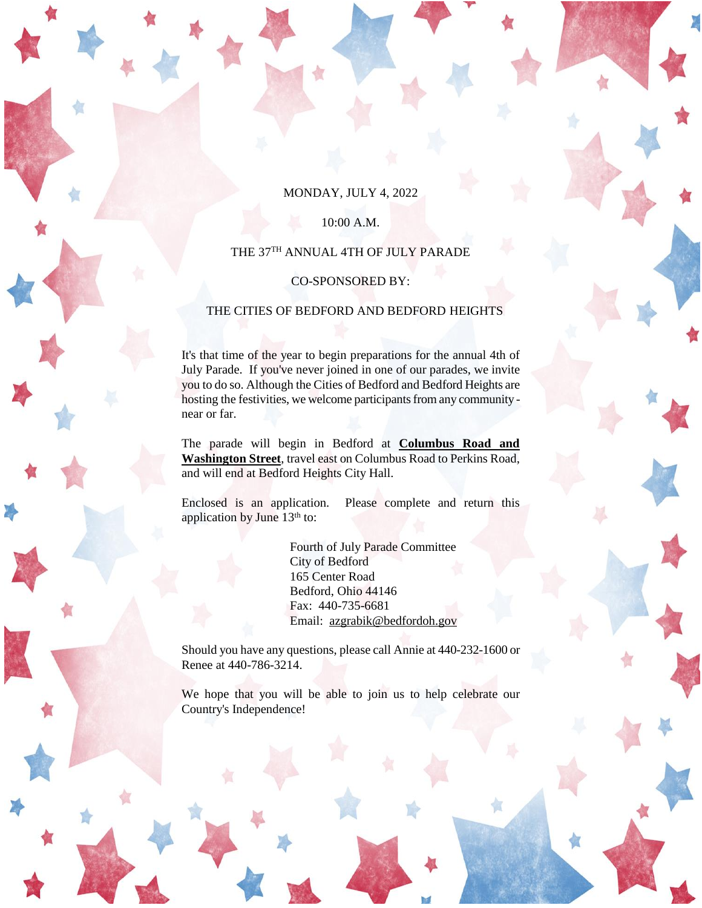MONDAY, JULY 4, 2022

10:00 A.M.

THE 37TH ANNUAL 4TH OF JULY PARADE

CO-SPONSORED BY:

THE CITIES OF BEDFORD AND BEDFORD HEIGHTS

It's that time of the year to begin preparations for the annual 4th of July Parade. If you've never joined in one of our parades, we invite you to do so. Although the Cities of Bedford and Bedford Heights are hosting the festivities, we welcome participants from any community - near or far.

The parade will begin in Bedford at **Columbus Road and Washington Street**, travel east on Columbus Road to Perkins Road, and will end at Bedford Heights City Hall.

Enclosed is an application. Please complete and return this application by June 13th to:

Fourth of July Parade Committee
City of Bedford
165 Center Road
Bedford, Ohio 44146
Fax: 440-735-6681
Email: azgrabik@bedfordoh.gov

Should you have any questions, please call Annie at 440-232-1600 or Renee at 440-786-3214.

We hope that you will be able to join us to help celebrate our Country's Independence!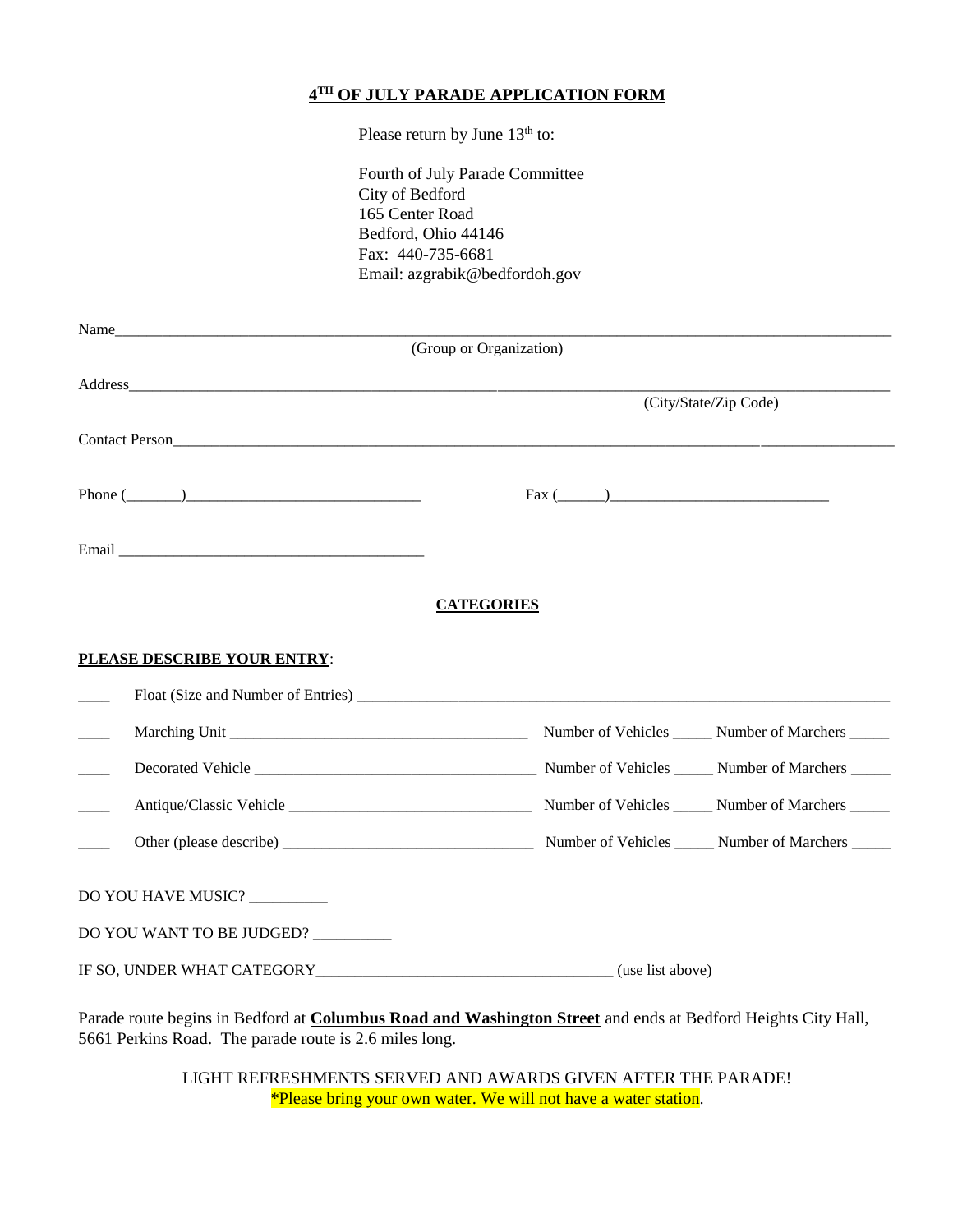# 4TH OF JULY PARADE APPLICATION FORM

Please return by June 13th to:

Fourth of July Parade Committee
City of Bedford
165 Center Road
Bedford, Ohio 44146
Fax: 440-735-6681
Email: azgrabik@bedfordoh.gov

Name\_\_\_\_\_\_\_\_\_\_\_\_\_\_\_\_\_\_\_\_\_\_\_\_\_\_\_\_\_\_\_\_\_\_\_\_\_\_\_\_\_\_\_\_\_\_\_\_\_\_\_\_\_\_\_\_\_\_\_\_\_\_\_\_\_\_\_\_\_\_
(Group or Organization)

Address\_\_\_\_\_\_\_\_\_\_\_\_\_\_\_\_\_\_\_\_\_\_\_\_\_\_\_\_\_\_\_\_\_\_\_\_\_\_\_\_\_\_\_\_\_\_\_\_\_\_\_\_\_\_\_\_\_\_\_\_\_\_\_\_\_\_\_\_
(City/State/Zip Code)

Contact Person\_\_\_\_\_\_\_\_\_\_\_\_\_\_\_\_\_\_\_\_\_\_\_\_\_\_\_\_\_\_\_\_\_\_\_\_\_\_\_\_\_\_\_\_\_\_\_\_\_\_\_\_\_\_\_\_\_\_\_\_\_\_\_

Phone (\_\_\_\_\_\_\_)\_\_\_\_\_\_\_\_\_\_\_\_\_\_\_\_\_\_\_\_\_\_\_\_\_\_\_\_ Fax (\_\_\_\_\_\_)\_\_\_\_\_\_\_\_\_\_\_\_\_\_\_\_\_\_\_\_\_\_\_\_\_\_\_

Email \_\_\_\_\_\_\_\_\_\_\_\_\_\_\_\_\_\_\_\_\_\_\_\_\_\_\_\_\_\_\_\_\_\_\_\_\_\_\_

## CATEGORIES

**PLEASE DESCRIBE YOUR ENTRY**:

\_\_\_\_ Float (Size and Number of Entries) \_\_\_\_\_\_\_\_\_\_\_\_\_\_\_\_\_\_\_\_\_\_\_\_\_\_\_\_\_\_\_\_\_\_\_\_\_\_\_\_\_\_\_\_\_\_

\_\_\_\_ Marching Unit \_\_\_\_\_\_\_\_\_\_\_\_\_\_\_\_\_\_\_\_\_\_\_\_\_\_\_\_\_\_\_\_\_\_\_\_\_\_\_ Number of Vehicles \_\_\_\_\_ Number of Marchers \_\_\_\_\_

\_\_\_\_ Decorated Vehicle \_\_\_\_\_\_\_\_\_\_\_\_\_\_\_\_\_\_\_\_\_\_\_\_\_\_\_\_\_\_\_\_\_\_\_ Number of Vehicles \_\_\_\_\_ Number of Marchers \_\_\_\_\_

\_\_\_\_ Antique/Classic Vehicle \_\_\_\_\_\_\_\_\_\_\_\_\_\_\_\_\_\_\_\_\_\_\_\_\_\_\_\_\_\_ Number of Vehicles \_\_\_\_\_ Number of Marchers \_\_\_\_\_

\_\_\_\_ Other (please describe) \_\_\_\_\_\_\_\_\_\_\_\_\_\_\_\_\_\_\_\_\_\_\_\_\_\_\_\_\_\_\_ Number of Vehicles \_\_\_\_\_ Number of Marchers \_\_\_\_\_

DO YOU HAVE MUSIC? \_\_\_\_\_\_\_\_\_\_

DO YOU WANT TO BE JUDGED? \_\_\_\_\_\_\_\_\_\_

IF SO, UNDER WHAT CATEGORY\_\_\_\_\_\_\_\_\_\_\_\_\_\_\_\_\_\_\_\_\_\_\_\_\_\_\_\_\_\_\_\_\_\_\_\_\_\_ (use list above)

Parade route begins in Bedford at **Columbus Road and Washington Street** and ends at Bedford Heights City Hall, 5661 Perkins Road. The parade route is 2.6 miles long.

LIGHT REFRESHMENTS SERVED AND AWARDS GIVEN AFTER THE PARADE!
*Please bring your own water. We will not have a water station.